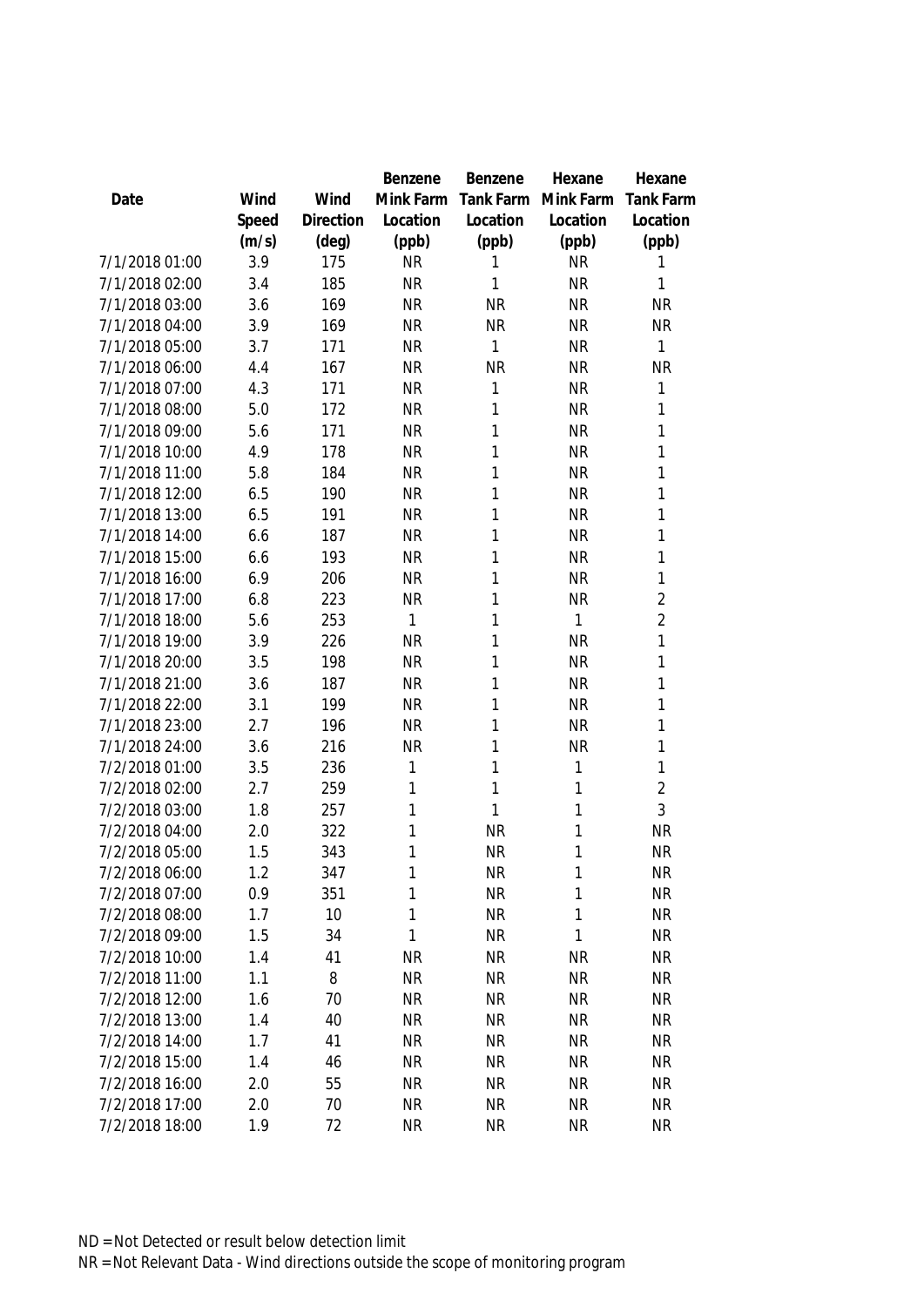| Date | Wind Speed (m/s) | Wind Direction (deg) | Benzene Mink Farm Location (ppb) | Benzene Tank Farm Location (ppb) | Hexane Mink Farm Location (ppb) | Hexane Tank Farm Location (ppb) |
|---|---|---|---|---|---|---|
| 7/1/2018 01:00 | 3.9 | 175 | NR | 1 | NR | 1 |
| 7/1/2018 02:00 | 3.4 | 185 | NR | 1 | NR | 1 |
| 7/1/2018 03:00 | 3.6 | 169 | NR | NR | NR | NR |
| 7/1/2018 04:00 | 3.9 | 169 | NR | NR | NR | NR |
| 7/1/2018 05:00 | 3.7 | 171 | NR | 1 | NR | 1 |
| 7/1/2018 06:00 | 4.4 | 167 | NR | NR | NR | NR |
| 7/1/2018 07:00 | 4.3 | 171 | NR | 1 | NR | 1 |
| 7/1/2018 08:00 | 5.0 | 172 | NR | 1 | NR | 1 |
| 7/1/2018 09:00 | 5.6 | 171 | NR | 1 | NR | 1 |
| 7/1/2018 10:00 | 4.9 | 178 | NR | 1 | NR | 1 |
| 7/1/2018 11:00 | 5.8 | 184 | NR | 1 | NR | 1 |
| 7/1/2018 12:00 | 6.5 | 190 | NR | 1 | NR | 1 |
| 7/1/2018 13:00 | 6.5 | 191 | NR | 1 | NR | 1 |
| 7/1/2018 14:00 | 6.6 | 187 | NR | 1 | NR | 1 |
| 7/1/2018 15:00 | 6.6 | 193 | NR | 1 | NR | 1 |
| 7/1/2018 16:00 | 6.9 | 206 | NR | 1 | NR | 1 |
| 7/1/2018 17:00 | 6.8 | 223 | NR | 1 | NR | 2 |
| 7/1/2018 18:00 | 5.6 | 253 | 1 | 1 | 1 | 2 |
| 7/1/2018 19:00 | 3.9 | 226 | NR | 1 | NR | 1 |
| 7/1/2018 20:00 | 3.5 | 198 | NR | 1 | NR | 1 |
| 7/1/2018 21:00 | 3.6 | 187 | NR | 1 | NR | 1 |
| 7/1/2018 22:00 | 3.1 | 199 | NR | 1 | NR | 1 |
| 7/1/2018 23:00 | 2.7 | 196 | NR | 1 | NR | 1 |
| 7/1/2018 24:00 | 3.6 | 216 | NR | 1 | NR | 1 |
| 7/2/2018 01:00 | 3.5 | 236 | 1 | 1 | 1 | 1 |
| 7/2/2018 02:00 | 2.7 | 259 | 1 | 1 | 1 | 2 |
| 7/2/2018 03:00 | 1.8 | 257 | 1 | 1 | 1 | 3 |
| 7/2/2018 04:00 | 2.0 | 322 | 1 | NR | 1 | NR |
| 7/2/2018 05:00 | 1.5 | 343 | 1 | NR | 1 | NR |
| 7/2/2018 06:00 | 1.2 | 347 | 1 | NR | 1 | NR |
| 7/2/2018 07:00 | 0.9 | 351 | 1 | NR | 1 | NR |
| 7/2/2018 08:00 | 1.7 | 10 | 1 | NR | 1 | NR |
| 7/2/2018 09:00 | 1.5 | 34 | 1 | NR | 1 | NR |
| 7/2/2018 10:00 | 1.4 | 41 | NR | NR | NR | NR |
| 7/2/2018 11:00 | 1.1 | 8 | NR | NR | NR | NR |
| 7/2/2018 12:00 | 1.6 | 70 | NR | NR | NR | NR |
| 7/2/2018 13:00 | 1.4 | 40 | NR | NR | NR | NR |
| 7/2/2018 14:00 | 1.7 | 41 | NR | NR | NR | NR |
| 7/2/2018 15:00 | 1.4 | 46 | NR | NR | NR | NR |
| 7/2/2018 16:00 | 2.0 | 55 | NR | NR | NR | NR |
| 7/2/2018 17:00 | 2.0 | 70 | NR | NR | NR | NR |
| 7/2/2018 18:00 | 1.9 | 72 | NR | NR | NR | NR |

ND = Not Detected or result below detection limit
NR = Not Relevant Data - Wind directions outside the scope of monitoring program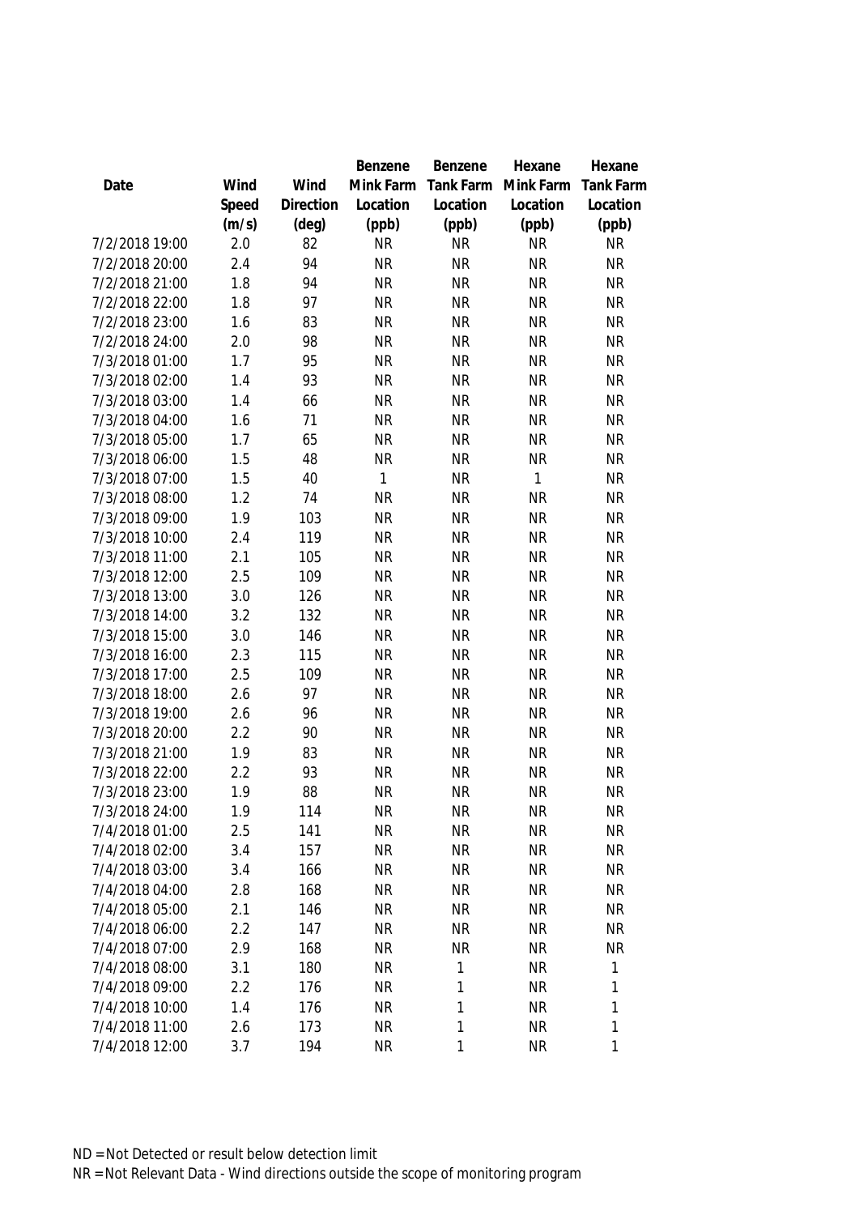| Date | Wind Speed (m/s) | Wind Direction (deg) | Benzene Mink Farm Location (ppb) | Benzene Tank Farm Location (ppb) | Hexane Mink Farm Location (ppb) | Hexane Tank Farm Location (ppb) |
|---|---|---|---|---|---|---|
| 7/2/2018 19:00 | 2.0 | 82 | NR | NR | NR | NR |
| 7/2/2018 20:00 | 2.4 | 94 | NR | NR | NR | NR |
| 7/2/2018 21:00 | 1.8 | 94 | NR | NR | NR | NR |
| 7/2/2018 22:00 | 1.8 | 97 | NR | NR | NR | NR |
| 7/2/2018 23:00 | 1.6 | 83 | NR | NR | NR | NR |
| 7/2/2018 24:00 | 2.0 | 98 | NR | NR | NR | NR |
| 7/3/2018 01:00 | 1.7 | 95 | NR | NR | NR | NR |
| 7/3/2018 02:00 | 1.4 | 93 | NR | NR | NR | NR |
| 7/3/2018 03:00 | 1.4 | 66 | NR | NR | NR | NR |
| 7/3/2018 04:00 | 1.6 | 71 | NR | NR | NR | NR |
| 7/3/2018 05:00 | 1.7 | 65 | NR | NR | NR | NR |
| 7/3/2018 06:00 | 1.5 | 48 | NR | NR | NR | NR |
| 7/3/2018 07:00 | 1.5 | 40 | 1 | NR | 1 | NR |
| 7/3/2018 08:00 | 1.2 | 74 | NR | NR | NR | NR |
| 7/3/2018 09:00 | 1.9 | 103 | NR | NR | NR | NR |
| 7/3/2018 10:00 | 2.4 | 119 | NR | NR | NR | NR |
| 7/3/2018 11:00 | 2.1 | 105 | NR | NR | NR | NR |
| 7/3/2018 12:00 | 2.5 | 109 | NR | NR | NR | NR |
| 7/3/2018 13:00 | 3.0 | 126 | NR | NR | NR | NR |
| 7/3/2018 14:00 | 3.2 | 132 | NR | NR | NR | NR |
| 7/3/2018 15:00 | 3.0 | 146 | NR | NR | NR | NR |
| 7/3/2018 16:00 | 2.3 | 115 | NR | NR | NR | NR |
| 7/3/2018 17:00 | 2.5 | 109 | NR | NR | NR | NR |
| 7/3/2018 18:00 | 2.6 | 97 | NR | NR | NR | NR |
| 7/3/2018 19:00 | 2.6 | 96 | NR | NR | NR | NR |
| 7/3/2018 20:00 | 2.2 | 90 | NR | NR | NR | NR |
| 7/3/2018 21:00 | 1.9 | 83 | NR | NR | NR | NR |
| 7/3/2018 22:00 | 2.2 | 93 | NR | NR | NR | NR |
| 7/3/2018 23:00 | 1.9 | 88 | NR | NR | NR | NR |
| 7/3/2018 24:00 | 1.9 | 114 | NR | NR | NR | NR |
| 7/4/2018 01:00 | 2.5 | 141 | NR | NR | NR | NR |
| 7/4/2018 02:00 | 3.4 | 157 | NR | NR | NR | NR |
| 7/4/2018 03:00 | 3.4 | 166 | NR | NR | NR | NR |
| 7/4/2018 04:00 | 2.8 | 168 | NR | NR | NR | NR |
| 7/4/2018 05:00 | 2.1 | 146 | NR | NR | NR | NR |
| 7/4/2018 06:00 | 2.2 | 147 | NR | NR | NR | NR |
| 7/4/2018 07:00 | 2.9 | 168 | NR | NR | NR | NR |
| 7/4/2018 08:00 | 3.1 | 180 | NR | 1 | NR | 1 |
| 7/4/2018 09:00 | 2.2 | 176 | NR | 1 | NR | 1 |
| 7/4/2018 10:00 | 1.4 | 176 | NR | 1 | NR | 1 |
| 7/4/2018 11:00 | 2.6 | 173 | NR | 1 | NR | 1 |
| 7/4/2018 12:00 | 3.7 | 194 | NR | 1 | NR | 1 |

ND = Not Detected or result below detection limit

NR = Not Relevant Data - Wind directions outside the scope of monitoring program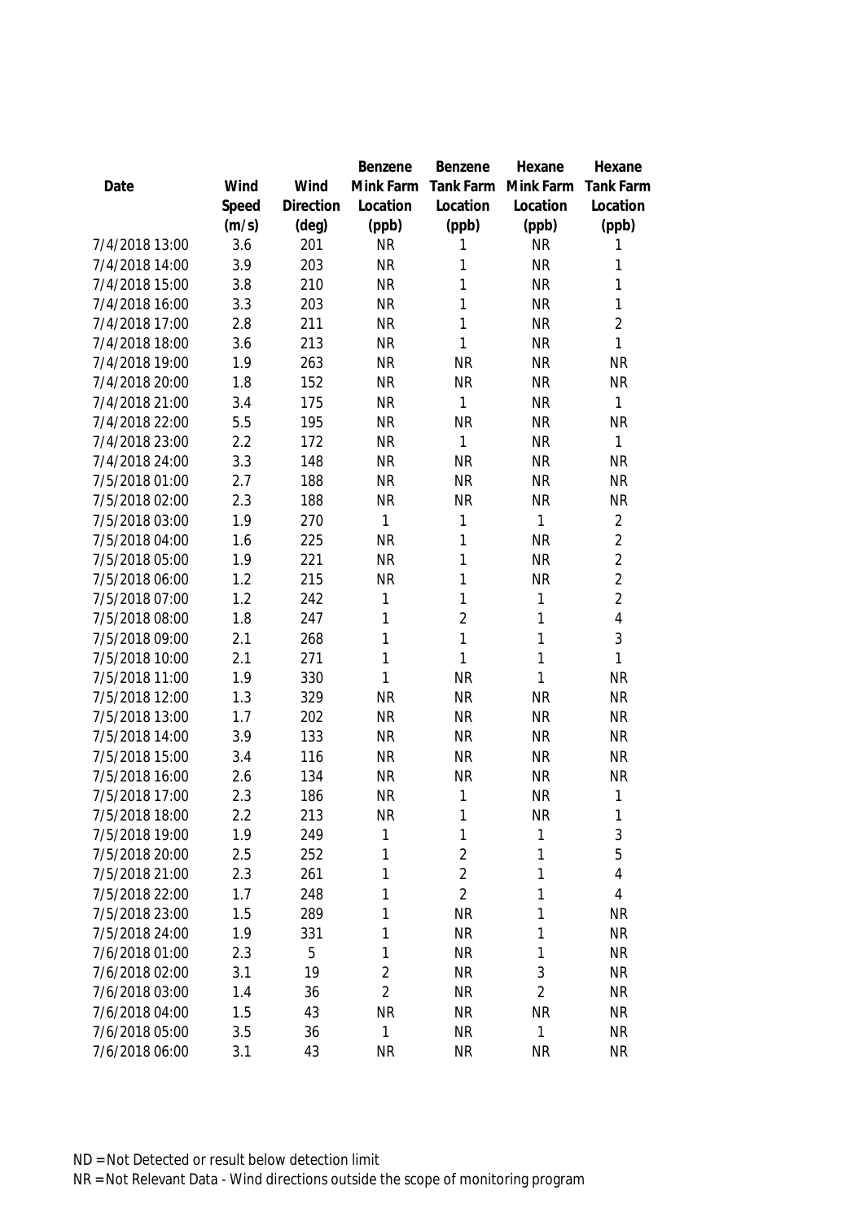| Date | Wind Speed (m/s) | Wind Direction (deg) | Benzene Mink Farm Location (ppb) | Benzene Tank Farm Location (ppb) | Hexane Mink Farm Location (ppb) | Hexane Tank Farm Location (ppb) |
|---|---|---|---|---|---|---|
| 7/4/2018 13:00 | 3.6 | 201 | NR | 1 | NR | 1 |
| 7/4/2018 14:00 | 3.9 | 203 | NR | 1 | NR | 1 |
| 7/4/2018 15:00 | 3.8 | 210 | NR | 1 | NR | 1 |
| 7/4/2018 16:00 | 3.3 | 203 | NR | 1 | NR | 1 |
| 7/4/2018 17:00 | 2.8 | 211 | NR | 1 | NR | 2 |
| 7/4/2018 18:00 | 3.6 | 213 | NR | 1 | NR | 1 |
| 7/4/2018 19:00 | 1.9 | 263 | NR | NR | NR | NR |
| 7/4/2018 20:00 | 1.8 | 152 | NR | NR | NR | NR |
| 7/4/2018 21:00 | 3.4 | 175 | NR | 1 | NR | 1 |
| 7/4/2018 22:00 | 5.5 | 195 | NR | NR | NR | NR |
| 7/4/2018 23:00 | 2.2 | 172 | NR | 1 | NR | 1 |
| 7/4/2018 24:00 | 3.3 | 148 | NR | NR | NR | NR |
| 7/5/2018 01:00 | 2.7 | 188 | NR | NR | NR | NR |
| 7/5/2018 02:00 | 2.3 | 188 | NR | NR | NR | NR |
| 7/5/2018 03:00 | 1.9 | 270 | 1 | 1 | 1 | 2 |
| 7/5/2018 04:00 | 1.6 | 225 | NR | 1 | NR | 2 |
| 7/5/2018 05:00 | 1.9 | 221 | NR | 1 | NR | 2 |
| 7/5/2018 06:00 | 1.2 | 215 | NR | 1 | NR | 2 |
| 7/5/2018 07:00 | 1.2 | 242 | 1 | 1 | 1 | 2 |
| 7/5/2018 08:00 | 1.8 | 247 | 1 | 2 | 1 | 4 |
| 7/5/2018 09:00 | 2.1 | 268 | 1 | 1 | 1 | 3 |
| 7/5/2018 10:00 | 2.1 | 271 | 1 | 1 | 1 | 1 |
| 7/5/2018 11:00 | 1.9 | 330 | 1 | NR | 1 | NR |
| 7/5/2018 12:00 | 1.3 | 329 | NR | NR | NR | NR |
| 7/5/2018 13:00 | 1.7 | 202 | NR | NR | NR | NR |
| 7/5/2018 14:00 | 3.9 | 133 | NR | NR | NR | NR |
| 7/5/2018 15:00 | 3.4 | 116 | NR | NR | NR | NR |
| 7/5/2018 16:00 | 2.6 | 134 | NR | NR | NR | NR |
| 7/5/2018 17:00 | 2.3 | 186 | NR | 1 | NR | 1 |
| 7/5/2018 18:00 | 2.2 | 213 | NR | 1 | NR | 1 |
| 7/5/2018 19:00 | 1.9 | 249 | 1 | 1 | 1 | 3 |
| 7/5/2018 20:00 | 2.5 | 252 | 1 | 2 | 1 | 5 |
| 7/5/2018 21:00 | 2.3 | 261 | 1 | 2 | 1 | 4 |
| 7/5/2018 22:00 | 1.7 | 248 | 1 | 2 | 1 | 4 |
| 7/5/2018 23:00 | 1.5 | 289 | 1 | NR | 1 | NR |
| 7/5/2018 24:00 | 1.9 | 331 | 1 | NR | 1 | NR |
| 7/6/2018 01:00 | 2.3 | 5 | 1 | NR | 1 | NR |
| 7/6/2018 02:00 | 3.1 | 19 | 2 | NR | 3 | NR |
| 7/6/2018 03:00 | 1.4 | 36 | 2 | NR | 2 | NR |
| 7/6/2018 04:00 | 1.5 | 43 | NR | NR | NR | NR |
| 7/6/2018 05:00 | 3.5 | 36 | 1 | NR | 1 | NR |
| 7/6/2018 06:00 | 3.1 | 43 | NR | NR | NR | NR |

ND = Not Detected or result below detection limit

NR = Not Relevant Data - Wind directions outside the scope of monitoring program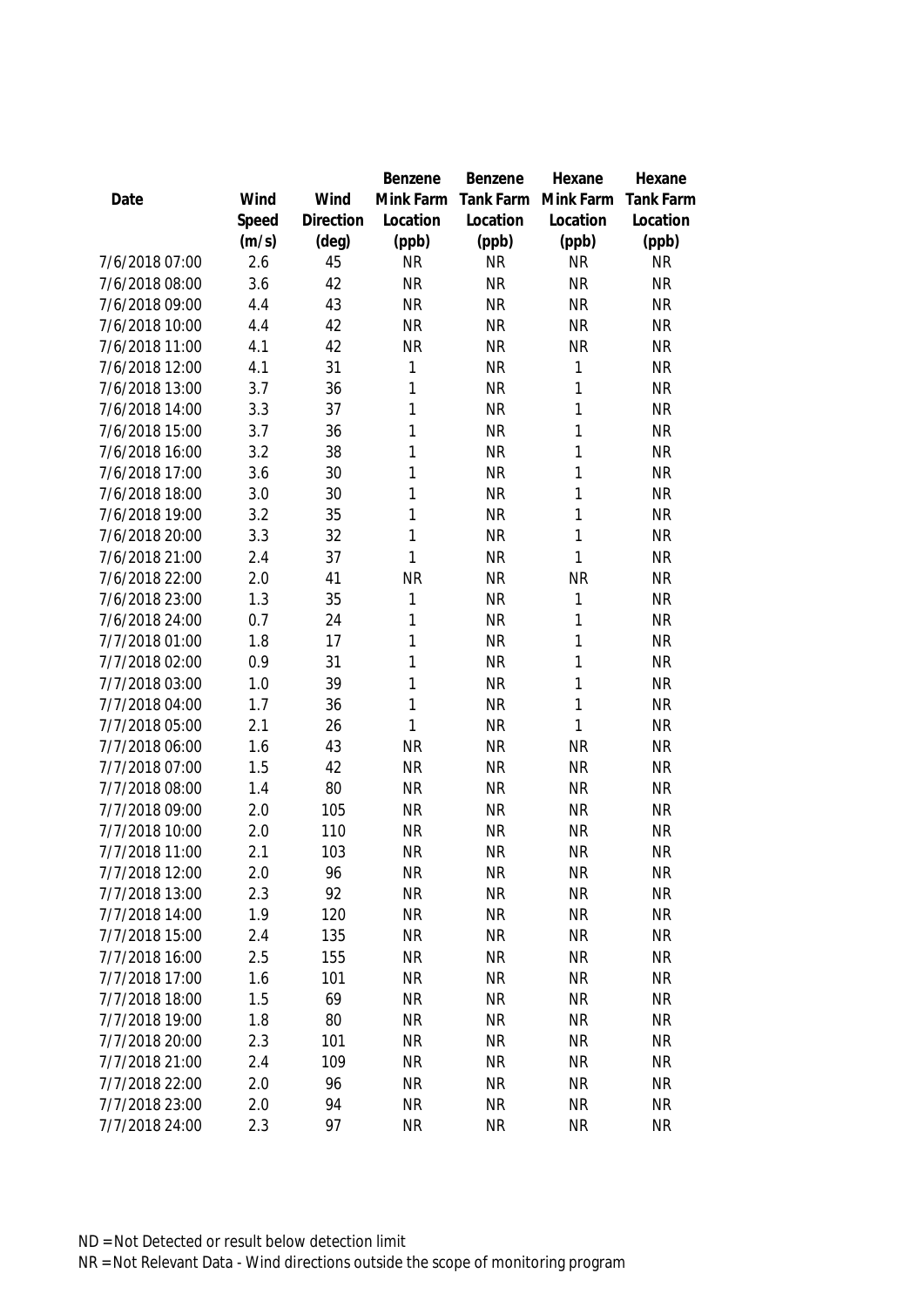| Date | Wind Speed (m/s) | Wind Direction (deg) | Benzene Mink Farm Location (ppb) | Benzene Tank Farm Location (ppb) | Hexane Mink Farm Location (ppb) | Hexane Tank Farm Location (ppb) |
|---|---|---|---|---|---|---|
| 7/6/2018 07:00 | 2.6 | 45 | NR | NR | NR | NR |
| 7/6/2018 08:00 | 3.6 | 42 | NR | NR | NR | NR |
| 7/6/2018 09:00 | 4.4 | 43 | NR | NR | NR | NR |
| 7/6/2018 10:00 | 4.4 | 42 | NR | NR | NR | NR |
| 7/6/2018 11:00 | 4.1 | 42 | NR | NR | NR | NR |
| 7/6/2018 12:00 | 4.1 | 31 | 1 | NR | 1 | NR |
| 7/6/2018 13:00 | 3.7 | 36 | 1 | NR | 1 | NR |
| 7/6/2018 14:00 | 3.3 | 37 | 1 | NR | 1 | NR |
| 7/6/2018 15:00 | 3.7 | 36 | 1 | NR | 1 | NR |
| 7/6/2018 16:00 | 3.2 | 38 | 1 | NR | 1 | NR |
| 7/6/2018 17:00 | 3.6 | 30 | 1 | NR | 1 | NR |
| 7/6/2018 18:00 | 3.0 | 30 | 1 | NR | 1 | NR |
| 7/6/2018 19:00 | 3.2 | 35 | 1 | NR | 1 | NR |
| 7/6/2018 20:00 | 3.3 | 32 | 1 | NR | 1 | NR |
| 7/6/2018 21:00 | 2.4 | 37 | 1 | NR | 1 | NR |
| 7/6/2018 22:00 | 2.0 | 41 | NR | NR | NR | NR |
| 7/6/2018 23:00 | 1.3 | 35 | 1 | NR | 1 | NR |
| 7/6/2018 24:00 | 0.7 | 24 | 1 | NR | 1 | NR |
| 7/7/2018 01:00 | 1.8 | 17 | 1 | NR | 1 | NR |
| 7/7/2018 02:00 | 0.9 | 31 | 1 | NR | 1 | NR |
| 7/7/2018 03:00 | 1.0 | 39 | 1 | NR | 1 | NR |
| 7/7/2018 04:00 | 1.7 | 36 | 1 | NR | 1 | NR |
| 7/7/2018 05:00 | 2.1 | 26 | 1 | NR | 1 | NR |
| 7/7/2018 06:00 | 1.6 | 43 | NR | NR | NR | NR |
| 7/7/2018 07:00 | 1.5 | 42 | NR | NR | NR | NR |
| 7/7/2018 08:00 | 1.4 | 80 | NR | NR | NR | NR |
| 7/7/2018 09:00 | 2.0 | 105 | NR | NR | NR | NR |
| 7/7/2018 10:00 | 2.0 | 110 | NR | NR | NR | NR |
| 7/7/2018 11:00 | 2.1 | 103 | NR | NR | NR | NR |
| 7/7/2018 12:00 | 2.0 | 96 | NR | NR | NR | NR |
| 7/7/2018 13:00 | 2.3 | 92 | NR | NR | NR | NR |
| 7/7/2018 14:00 | 1.9 | 120 | NR | NR | NR | NR |
| 7/7/2018 15:00 | 2.4 | 135 | NR | NR | NR | NR |
| 7/7/2018 16:00 | 2.5 | 155 | NR | NR | NR | NR |
| 7/7/2018 17:00 | 1.6 | 101 | NR | NR | NR | NR |
| 7/7/2018 18:00 | 1.5 | 69 | NR | NR | NR | NR |
| 7/7/2018 19:00 | 1.8 | 80 | NR | NR | NR | NR |
| 7/7/2018 20:00 | 2.3 | 101 | NR | NR | NR | NR |
| 7/7/2018 21:00 | 2.4 | 109 | NR | NR | NR | NR |
| 7/7/2018 22:00 | 2.0 | 96 | NR | NR | NR | NR |
| 7/7/2018 23:00 | 2.0 | 94 | NR | NR | NR | NR |
| 7/7/2018 24:00 | 2.3 | 97 | NR | NR | NR | NR |

ND = Not Detected or result below detection limit

NR = Not Relevant Data - Wind directions outside the scope of monitoring program